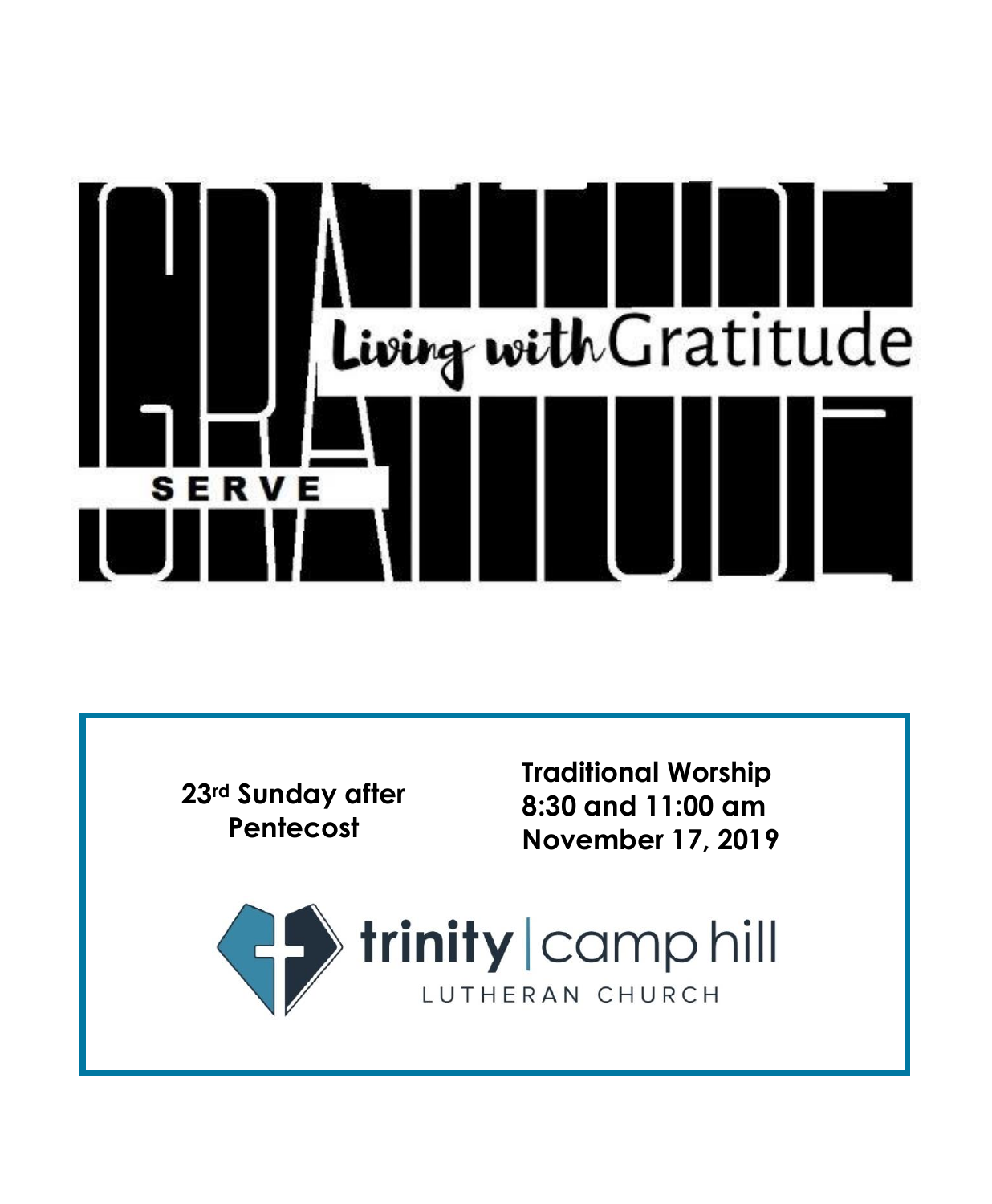Living with Gratitude

SERVE

**23rd Sunday after Pentecost**

**Traditional Worship**
**8:30 and 11:00 am**
**November 17, 2019**

trinity | camp hill
LUTHERAN CHURCH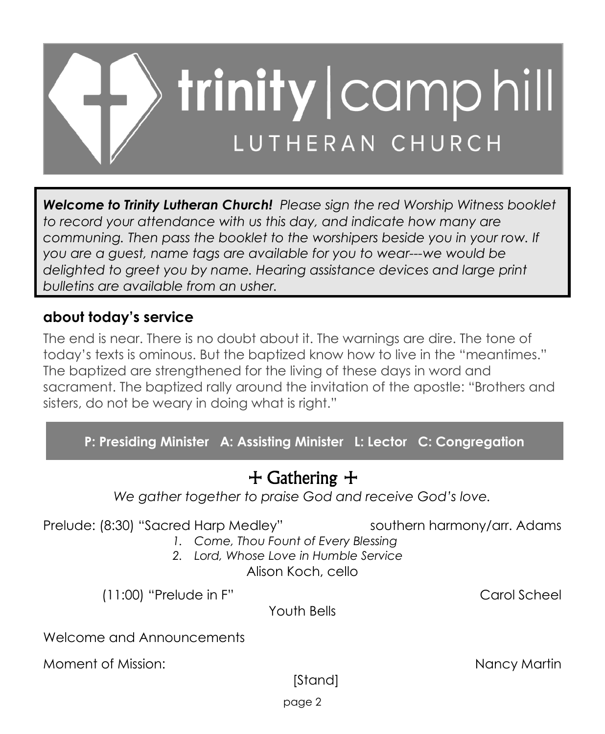# trinity | camp hill
## LUTHERAN CHURCH

***Welcome to Trinity Lutheran Church!*** *Please sign the red Worship Witness booklet to record your attendance with us this day, and indicate how many are communing. Then pass the booklet to the worshipers beside you in your row. If you are a guest, name tags are available for you to wear---we would be delighted to greet you by name. Hearing assistance devices and large print bulletins are available from an usher.*

### about today's service

The end is near. There is no doubt about it. The warnings are dire. The tone of today's texts is ominous. But the baptized know how to live in the "meantimes." The baptized are strengthened for the living of these days in word and sacrament. The baptized rally around the invitation of the apostle: "Brothers and sisters, do not be weary in doing what is right."

**P: Presiding Minister   A: Assisting Minister   L: Lector   C: Congregation**

## + Gathering +

*We gather together to praise God and receive God's love.*

Prelude: (8:30) "Sacred Harp Medley" southern harmony/arr. Adams

1. *Come, Thou Fount of Every Blessing*
2. *Lord, Whose Love in Humble Service*

Alison Koch, cello

(11:00) "Prelude in F" Carol Scheel

Youth Bells

Welcome and Announcements

Moment of Mission: Nancy Martin

[Stand]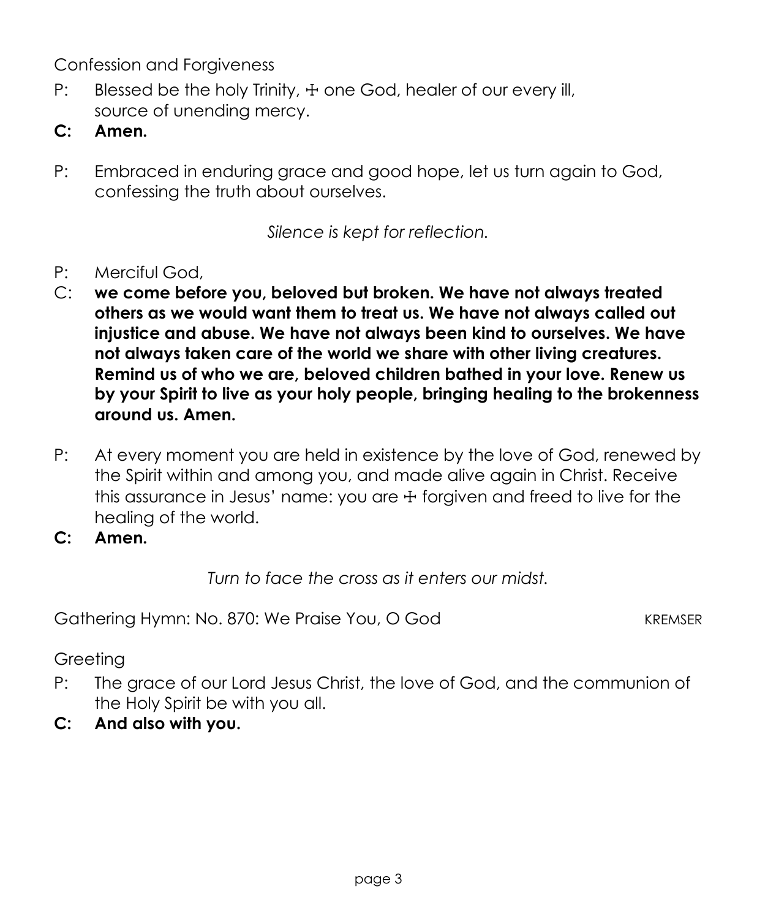Confession and Forgiveness

P: Blessed be the holy Trinity, ☩ one God, healer of our every ill, source of unending mercy.

**C: Amen.**

P: Embraced in enduring grace and good hope, let us turn again to God, confessing the truth about ourselves.

*Silence is kept for reflection.*

P: Merciful God,

C: **we come before you, beloved but broken. We have not always treated others as we would want them to treat us. We have not always called out injustice and abuse. We have not always been kind to ourselves. We have not always taken care of the world we share with other living creatures. Remind us of who we are, beloved children bathed in your love. Renew us by your Spirit to live as your holy people, bringing healing to the brokenness around us. Amen.**

P: At every moment you are held in existence by the love of God, renewed by the Spirit within and among you, and made alive again in Christ. Receive this assurance in Jesus' name: you are ☩ forgiven and freed to live for the healing of the world.

**C: Amen.**

*Turn to face the cross as it enters our midst.*

Gathering Hymn: No. 870: We Praise You, O God KREMSER

Greeting

P: The grace of our Lord Jesus Christ, the love of God, and the communion of the Holy Spirit be with you all.

**C: And also with you.**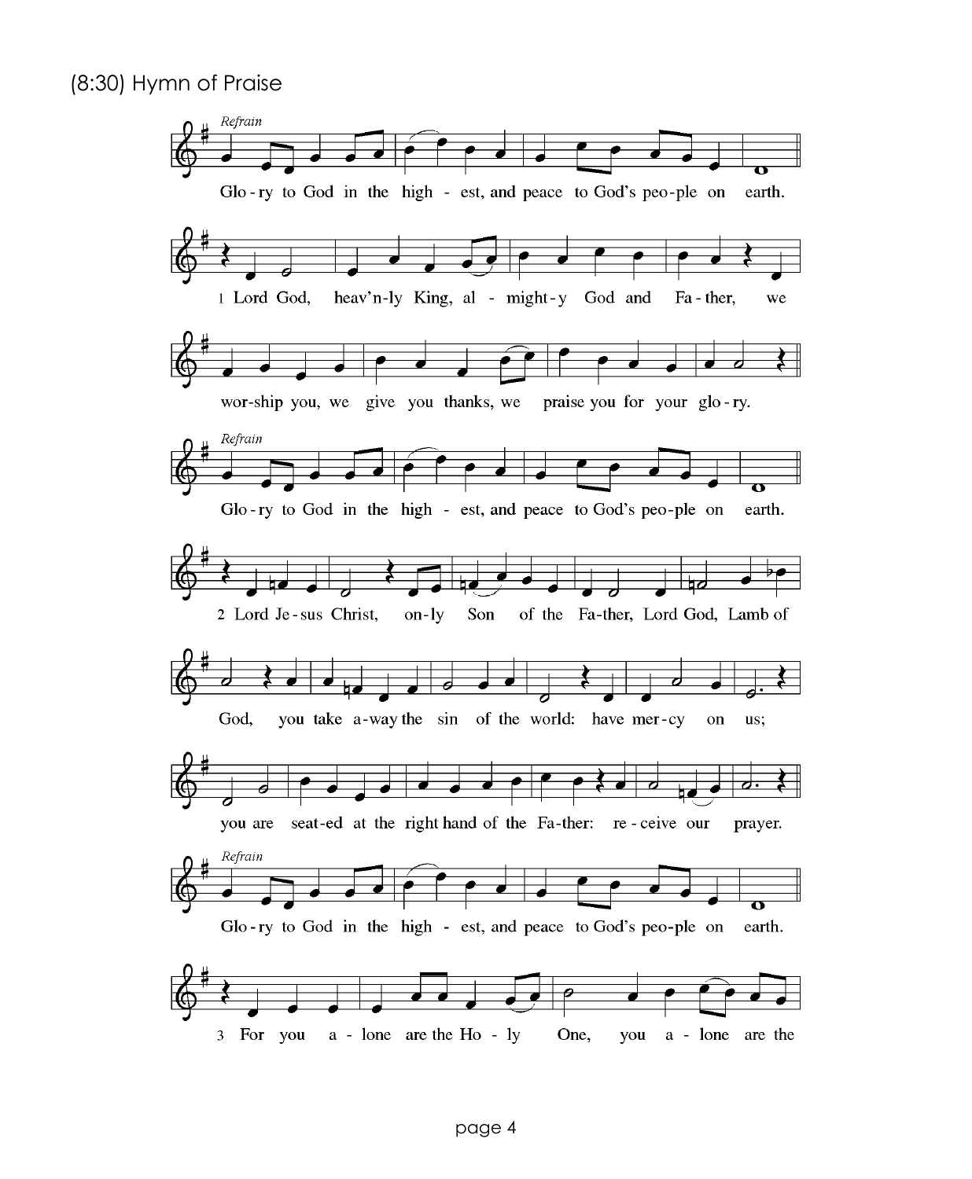(8:30) Hymn of Praise

*Refrain*

Glo - ry to God in the high - est, and peace to God's peo - ple on earth.

1 Lord God, heav'n - ly King, al - might - y God and Fa - ther, we wor - ship you, we give you thanks, we praise you for your glo - ry.

*Refrain*

Glo - ry to God in the high - est, and peace to God's peo - ple on earth.

2 Lord Je - sus Christ, on - ly Son of the Fa - ther, Lord God, Lamb of God, you take a - way the sin of the world: have mer - cy on us; you are seat - ed at the right hand of the Fa - ther: re - ceive our prayer.

*Refrain*

Glo - ry to God in the high - est, and peace to God's peo - ple on earth.

3 For you a - lone are the Ho - ly One, you a - lone are the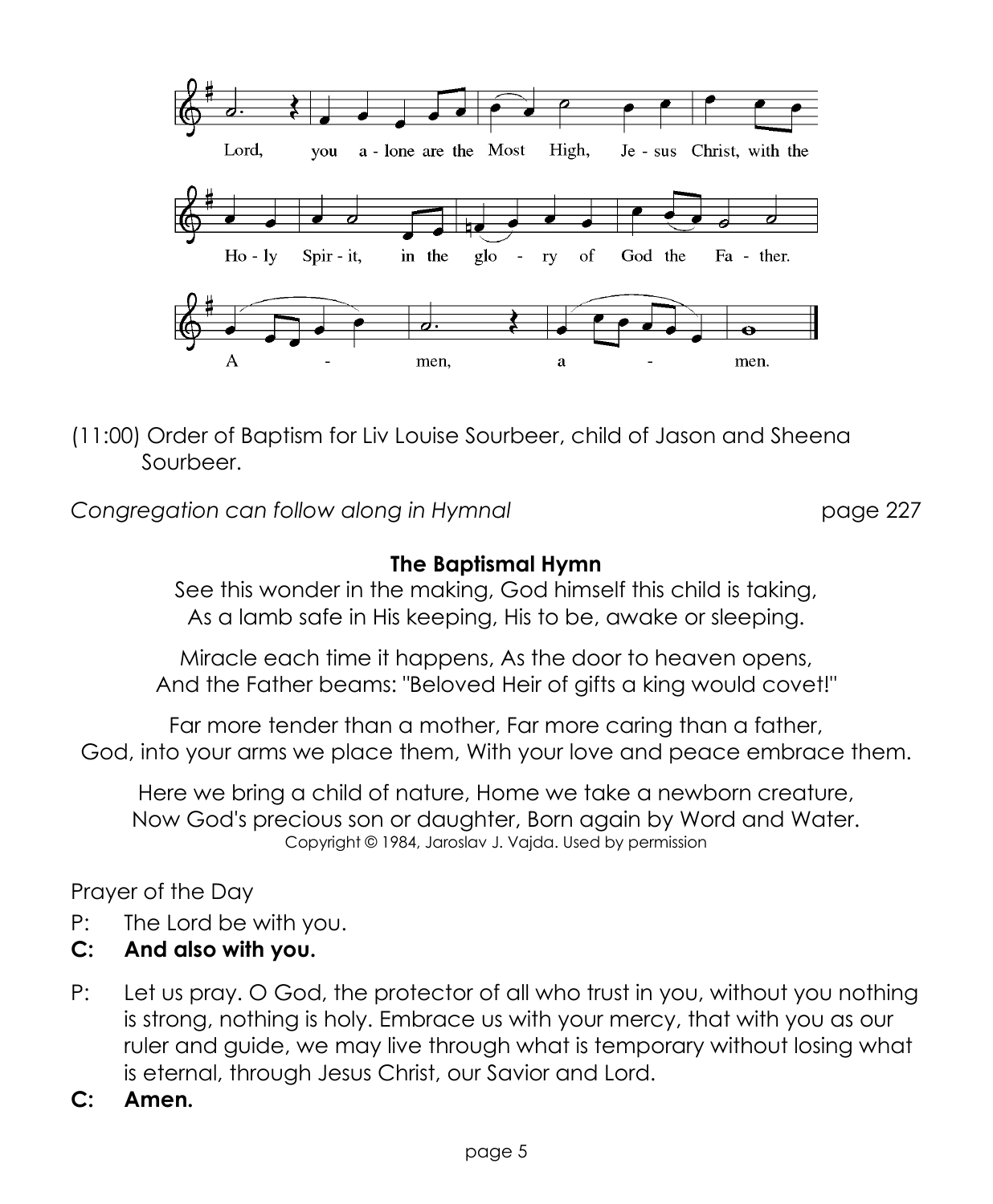Lord, you alone are the Most High, Jesus Christ, with the Holy Spirit, in the glory of God the Father.

Amen, amen.

(11:00) Order of Baptism for Liv Louise Sourbeer, child of Jason and Sheena Sourbeer.

*Congregation can follow along in Hymnal* page 227

**The Baptismal Hymn**

See this wonder in the making, God himself this child is taking,
As a lamb safe in His keeping, His to be, awake or sleeping.

Miracle each time it happens, As the door to heaven opens,
And the Father beams: "Beloved Heir of gifts a king would covet!"

Far more tender than a mother, Far more caring than a father,
God, into your arms we place them, With your love and peace embrace them.

Here we bring a child of nature, Home we take a newborn creature,
Now God's precious son or daughter, Born again by Word and Water.

Copyright © 1984, Jaroslav J. Vajda. Used by permission

Prayer of the Day

P: The Lord be with you.

**C: And also with you.**

P: Let us pray. O God, the protector of all who trust in you, without you nothing is strong, nothing is holy. Embrace us with your mercy, that with you as our ruler and guide, we may live through what is temporary without losing what is eternal, through Jesus Christ, our Savior and Lord.

**C: Amen.**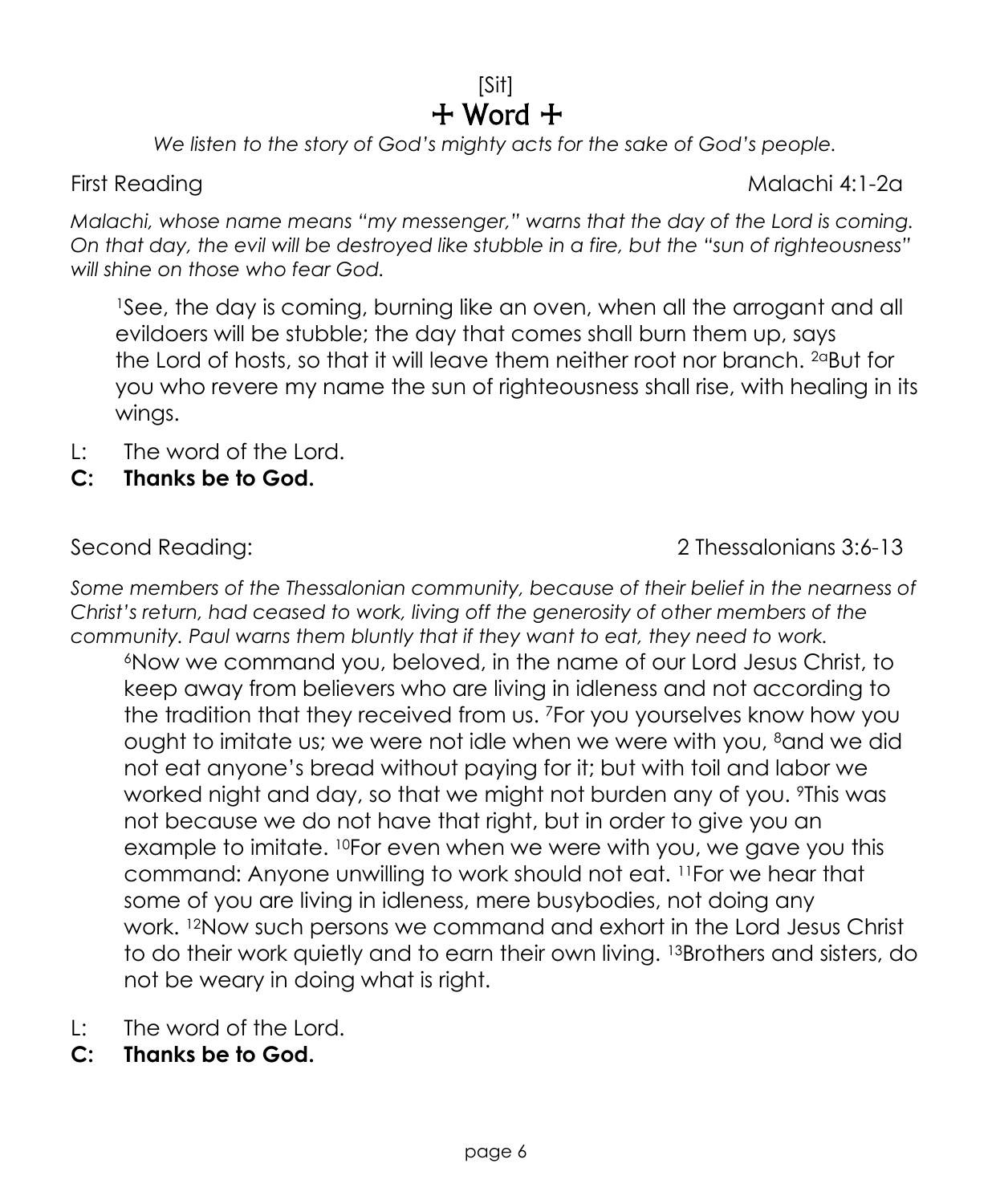[Sit]

# ☩ Word ☩

*We listen to the story of God's mighty acts for the sake of God's people.*

First Reading Malachi 4:1-2a

*Malachi, whose name means "my messenger," warns that the day of the Lord is coming. On that day, the evil will be destroyed like stubble in a fire, but the "sun of righteousness" will shine on those who fear God.*

> [1]See, the day is coming, burning like an oven, when all the arrogant and all evildoers will be stubble; the day that comes shall burn them up, says the Lord of hosts, so that it will leave them neither root nor branch. [2a]But for you who revere my name the sun of righteousness shall rise, with healing in its wings.

L: The word of the Lord.

**C: Thanks be to God.**

Second Reading: 2 Thessalonians 3:6-13

*Some members of the Thessalonian community, because of their belief in the nearness of Christ's return, had ceased to work, living off the generosity of other members of the community. Paul warns them bluntly that if they want to eat, they need to work.*

> [6]Now we command you, beloved, in the name of our Lord Jesus Christ, to keep away from believers who are living in idleness and not according to the tradition that they received from us. [7]For you yourselves know how you ought to imitate us; we were not idle when we were with you, [8]and we did not eat anyone's bread without paying for it; but with toil and labor we worked night and day, so that we might not burden any of you. [9]This was not because we do not have that right, but in order to give you an example to imitate. [10]For even when we were with you, we gave you this command: Anyone unwilling to work should not eat. [11]For we hear that some of you are living in idleness, mere busybodies, not doing any work. [12]Now such persons we command and exhort in the Lord Jesus Christ to do their work quietly and to earn their own living. [13]Brothers and sisters, do not be weary in doing what is right.

L: The word of the Lord.

**C: Thanks be to God.**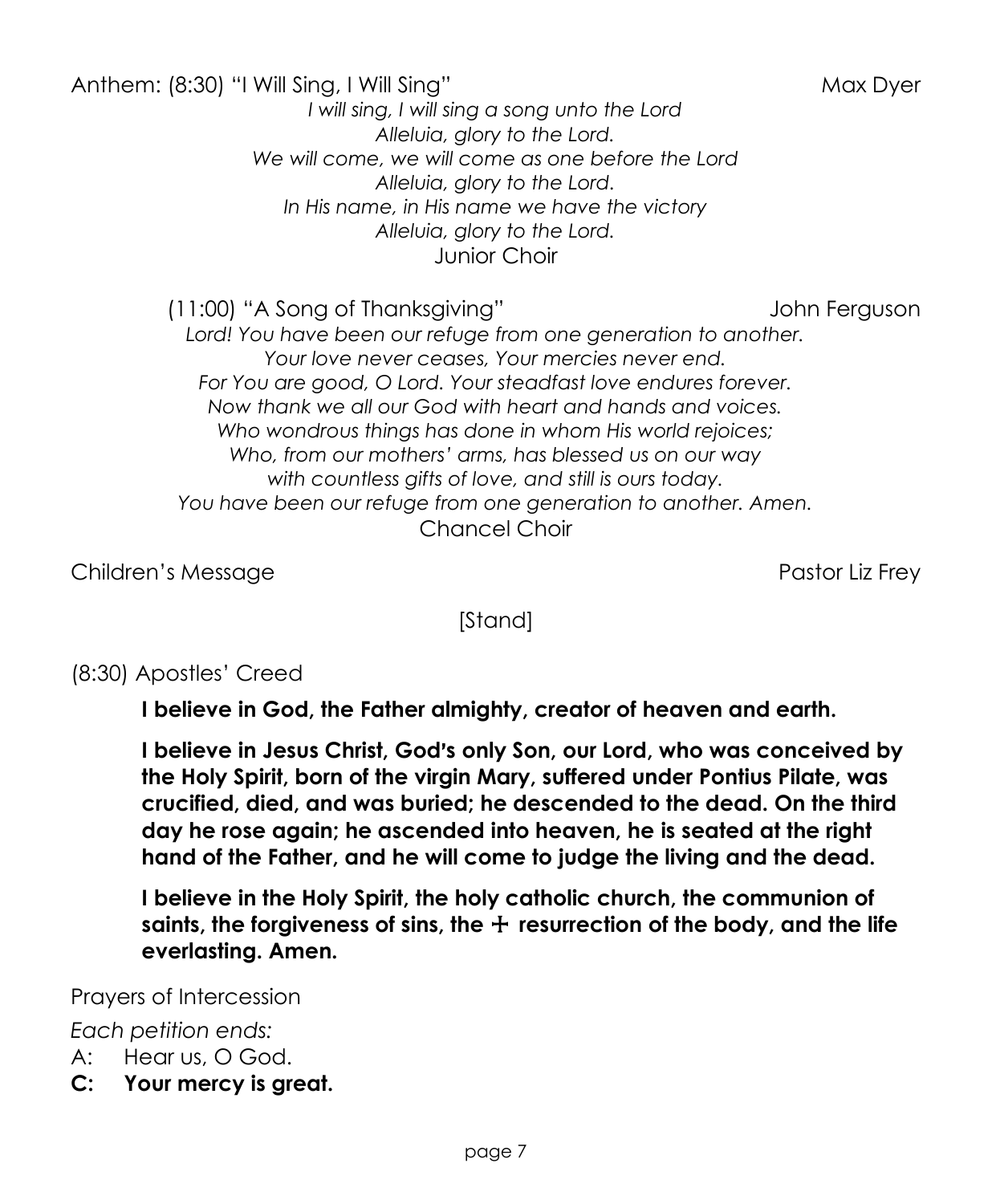Anthem: (8:30) "I Will Sing, I Will Sing" Max Dyer

*I will sing, I will sing a song unto the Lord*
*Alleluia, glory to the Lord.*
*We will come, we will come as one before the Lord*
*Alleluia, glory to the Lord.*
*In His name, in His name we have the victory*
*Alleluia, glory to the Lord.*

Junior Choir

(11:00) "A Song of Thanksgiving" John Ferguson

*Lord! You have been our refuge from one generation to another.*
*Your love never ceases, Your mercies never end.*
*For You are good, O Lord. Your steadfast love endures forever.*
*Now thank we all our God with heart and hands and voices.*
*Who wondrous things has done in whom His world rejoices;*
*Who, from our mothers' arms, has blessed us on our way*
*with countless gifts of love, and still is ours today.*
*You have been our refuge from one generation to another. Amen.*

Chancel Choir

Children's Message Pastor Liz Frey

[Stand]

(8:30) Apostles' Creed

**I believe in God, the Father almighty, creator of heaven and earth.**

**I believe in Jesus Christ, God's only Son, our Lord, who was conceived by the Holy Spirit, born of the virgin Mary, suffered under Pontius Pilate, was crucified, died, and was buried; he descended to the dead. On the third day he rose again; he ascended into heaven, he is seated at the right hand of the Father, and he will come to judge the living and the dead.**

**I believe in the Holy Spirit, the holy catholic church, the communion of saints, the forgiveness of sins, the ☩ resurrection of the body, and the life everlasting. Amen.**

Prayers of Intercession

*Each petition ends:*

A: Hear us, O God.

**C: Your mercy is great.**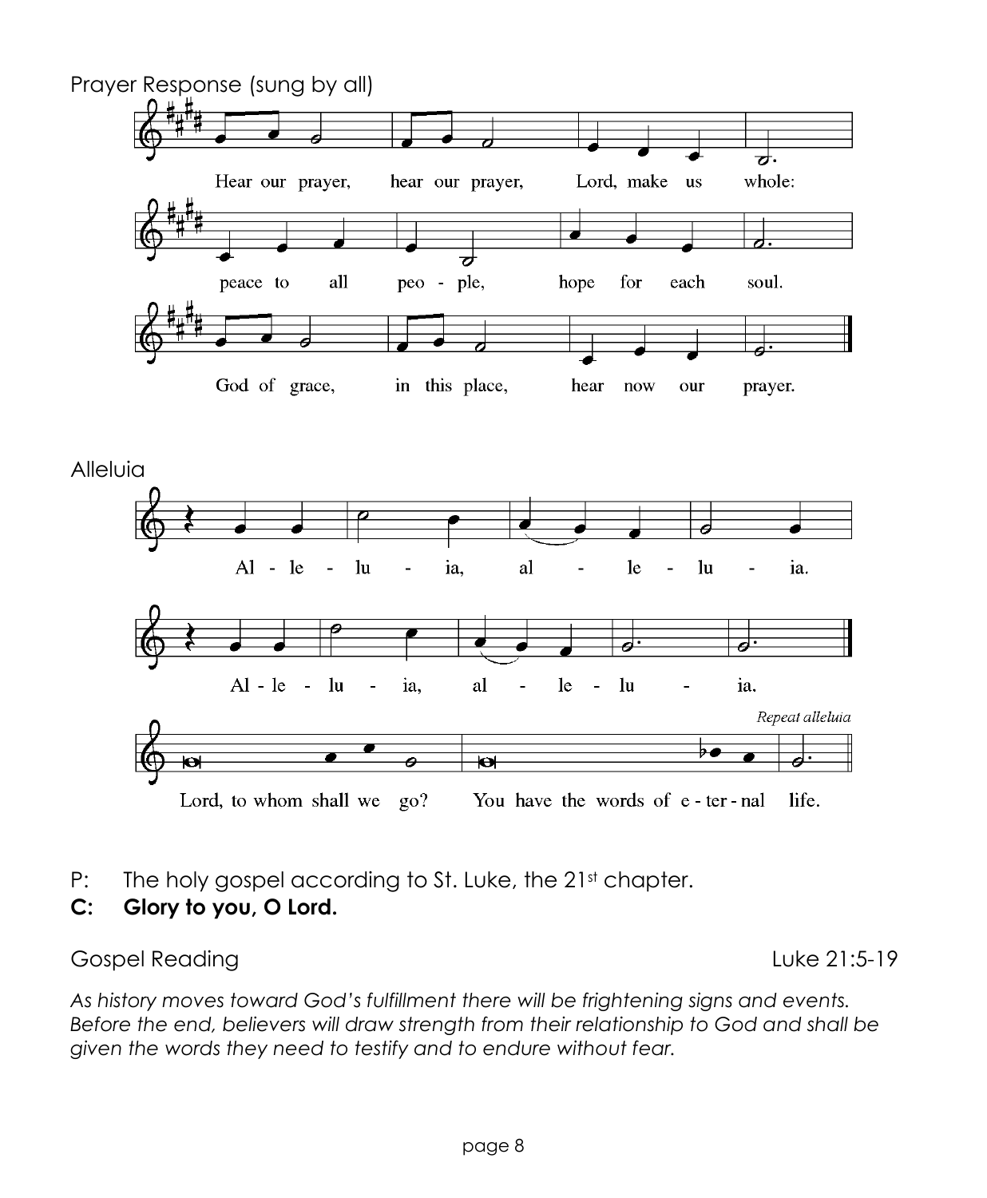Prayer Response (sung by all)

Hear our prayer, hear our prayer, Lord, make us whole:
peace to all peo - ple, hope for each soul.
God of grace, in this place, hear now our prayer.

Alleluia

Al - le - lu - ia, al - le - lu - ia.
Al - le - lu - ia, al - le - lu - ia.
Lord, to whom shall we go? You have the words of e - ter - nal life.

*Repeat alleluia*

P: The holy gospel according to St. Luke, the 21st chapter.

**C: Glory to you, O Lord.**

Gospel Reading Luke 21:5-19

*As history moves toward God's fulfillment there will be frightening signs and events. Before the end, believers will draw strength from their relationship to God and shall be given the words they need to testify and to endure without fear.*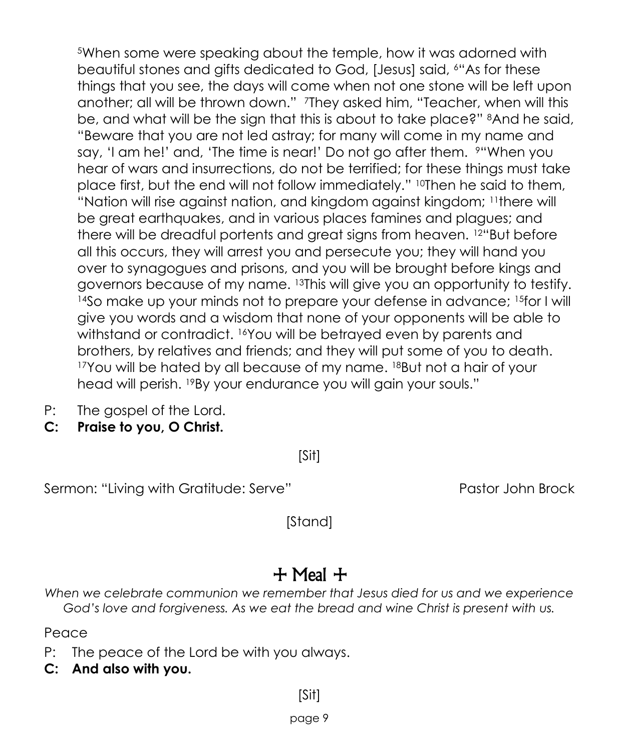[5]When some were speaking about the temple, how it was adorned with beautiful stones and gifts dedicated to God, [Jesus] said, [6]"As for these things that you see, the days will come when not one stone will be left upon another; all will be thrown down." [7]They asked him, "Teacher, when will this be, and what will be the sign that this is about to take place?" [8]And he said, "Beware that you are not led astray; for many will come in my name and say, 'I am he!' and, 'The time is near!' Do not go after them. [9]"When you hear of wars and insurrections, do not be terrified; for these things must take place first, but the end will not follow immediately." [10]Then he said to them, "Nation will rise against nation, and kingdom against kingdom; [11]there will be great earthquakes, and in various places famines and plagues; and there will be dreadful portents and great signs from heaven. [12]"But before all this occurs, they will arrest you and persecute you; they will hand you over to synagogues and prisons, and you will be brought before kings and governors because of my name. [13]This will give you an opportunity to testify. [14]So make up your minds not to prepare your defense in advance; [15]for I will give you words and a wisdom that none of your opponents will be able to withstand or contradict. [16]You will be betrayed even by parents and brothers, by relatives and friends; and they will put some of you to death. [17]You will be hated by all because of my name. [18]But not a hair of your head will perish. [19]By your endurance you will gain your souls."

P: The gospel of the Lord.
**C: Praise to you, O Christ.**

[Sit]

Sermon: "Living with Gratitude: Serve" Pastor John Brock

[Stand]

## + Meal +

*When we celebrate communion we remember that Jesus died for us and we experience God's love and forgiveness. As we eat the bread and wine Christ is present with us.*

Peace

P: The peace of the Lord be with you always.
**C: And also with you.**

[Sit]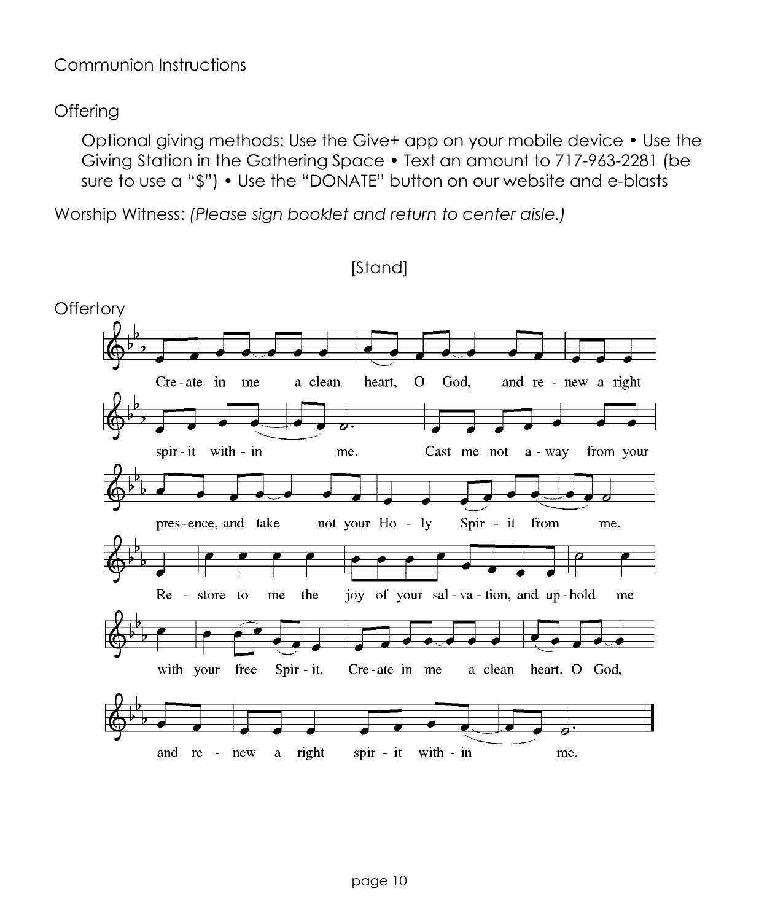Communion Instructions

Offering

Optional giving methods: Use the Give+ app on your mobile device • Use the Giving Station in the Gathering Space • Text an amount to 717-963-2281 (be sure to use a "$") • Use the "DONATE" button on our website and e-blasts

Worship Witness: *(Please sign booklet and return to center aisle.)*

[Stand]

Offertory

Cre - ate in me a clean heart, O God, and re - new a right spir - it with - in me. Cast me not a - way from your pres - ence, and take not your Ho - ly Spir - it from me. Re - store to me the joy of your sal - va - tion, and up - hold me with your free Spir - it. Cre - ate in me a clean heart, O God, and re - new a right spir - it with - in me.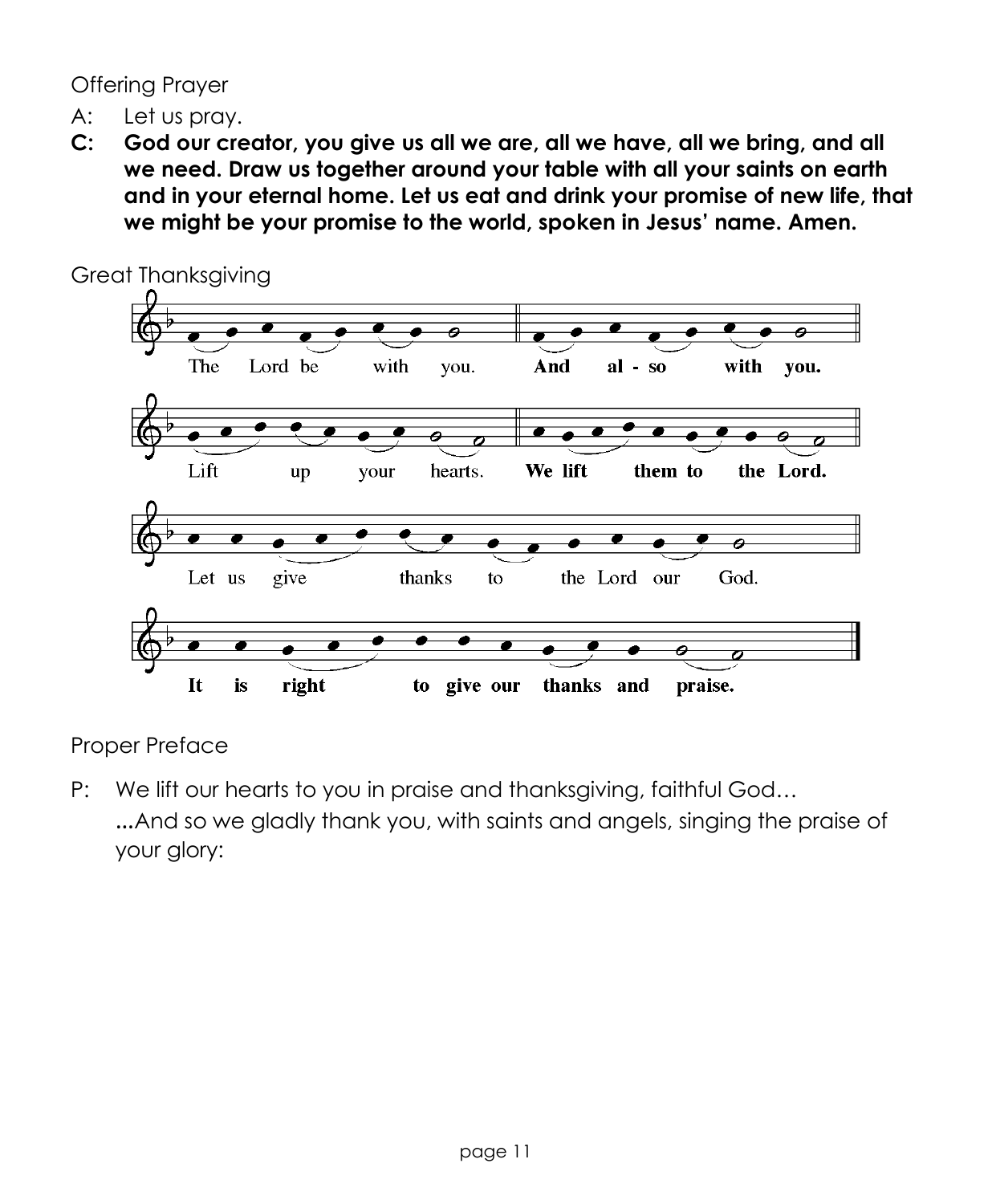Offering Prayer

A: Let us pray.

**C: God our creator, you give us all we are, all we have, all we bring, and all we need. Draw us together around your table with all your saints on earth and in your eternal home. Let us eat and drink your promise of new life, that we might be your promise to the world, spoken in Jesus' name. Amen.**

Great Thanksgiving

The Lord be with you. **And also with you.**

Lift up your hearts. **We lift them to the Lord.**

Let us give thanks to the Lord our God.

**It is right to give our thanks and praise.**

Proper Preface

P: We lift our hearts to you in praise and thanksgiving, faithful God…
**...**And so we gladly thank you, with saints and angels, singing the praise of your glory: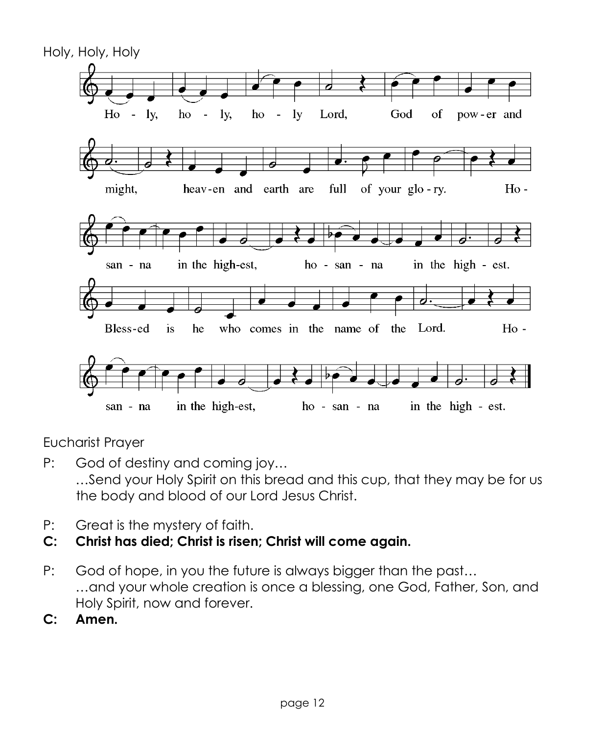Holy, Holy, Holy

Ho - ly, ho - ly, ho - ly Lord, God of pow - er and might, heav - en and earth are full of your glo - ry. Ho - san - na in the high-est, ho - san - na in the high - est.

Bless-ed is he who comes in the name of the Lord. Ho - san - na in the high-est, ho - san - na in the high - est.

Eucharist Prayer

P: God of destiny and coming joy…
…Send your Holy Spirit on this bread and this cup, that they may be for us the body and blood of our Lord Jesus Christ.

P: Great is the mystery of faith.

**C: Christ has died; Christ is risen; Christ will come again.**

P: God of hope, in you the future is always bigger than the past…
…and your whole creation is once a blessing, one God, Father, Son, and Holy Spirit, now and forever.

**C: Amen.**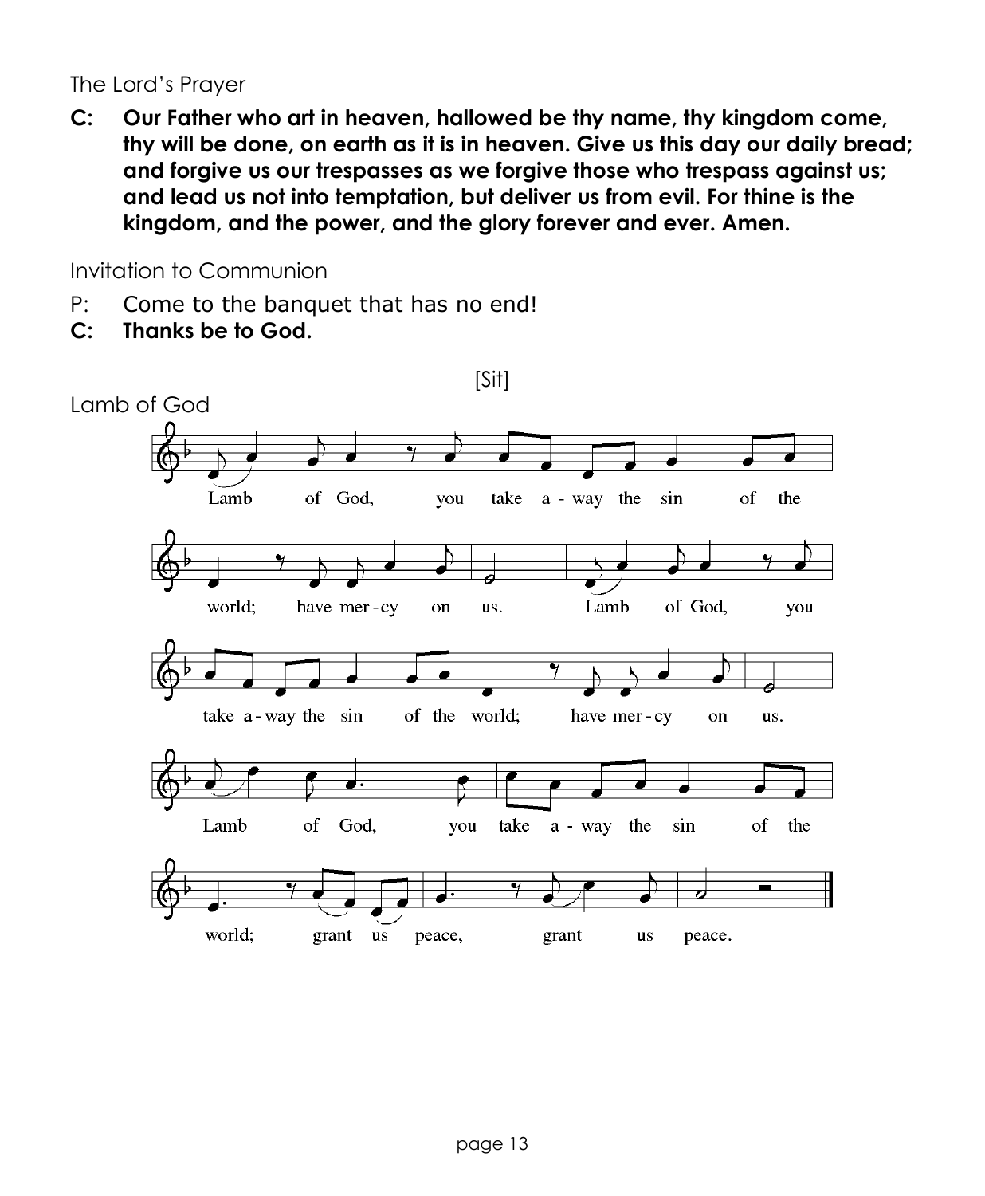The Lord's Prayer

**C: Our Father who art in heaven, hallowed be thy name, thy kingdom come, thy will be done, on earth as it is in heaven. Give us this day our daily bread; and forgive us our trespasses as we forgive those who trespass against us; and lead us not into temptation, but deliver us from evil. For thine is the kingdom, and the power, and the glory forever and ever. Amen.**

Invitation to Communion

P: Come to the banquet that has no end!

**C: Thanks be to God.**

[Sit]

Lamb of God

Lamb of God, you take a-way the sin of the world; have mer-cy on us. Lamb of God, you take a-way the sin of the world; have mer-cy on us. Lamb of God, you take a-way the sin of the world; grant us peace, grant us peace.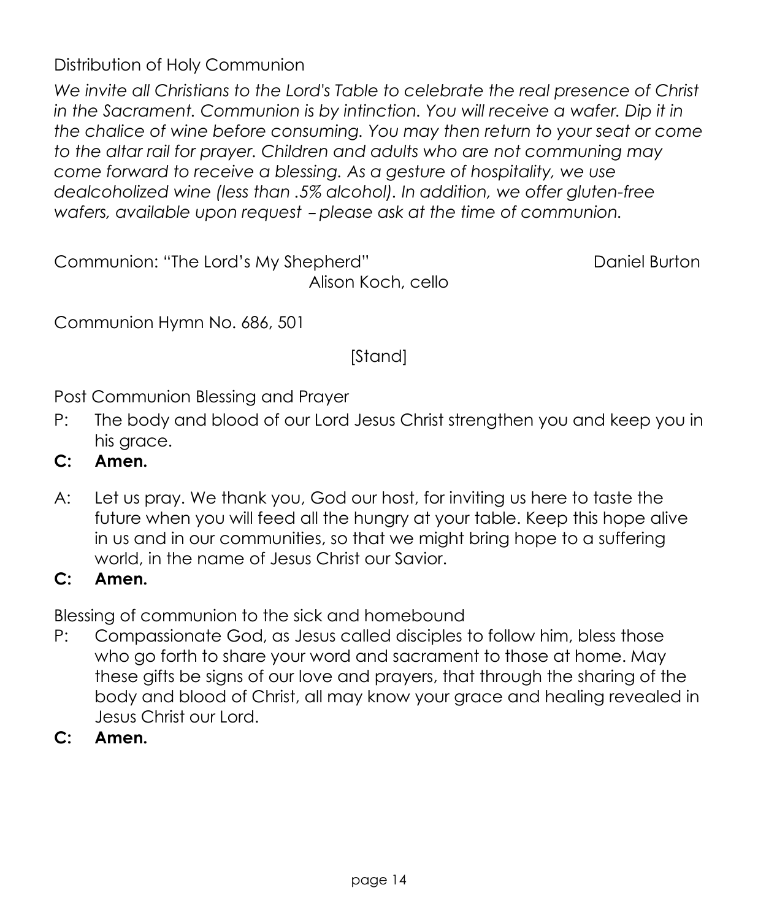Distribution of Holy Communion

*We invite all Christians to the Lord's Table to celebrate the real presence of Christ in the Sacrament. Communion is by intinction. You will receive a wafer. Dip it in the chalice of wine before consuming. You may then return to your seat or come to the altar rail for prayer. Children and adults who are not communing may come forward to receive a blessing. As a gesture of hospitality, we use dealcoholized wine (less than .5% alcohol). In addition, we offer gluten-free wafers, available upon request – please ask at the time of communion.*

Communion: "The Lord's My Shepherd" Daniel Burton
Alison Koch, cello

Communion Hymn No. 686, 501

[Stand]

Post Communion Blessing and Prayer

P: The body and blood of our Lord Jesus Christ strengthen you and keep you in his grace.

**C: Amen.**

A: Let us pray. We thank you, God our host, for inviting us here to taste the future when you will feed all the hungry at your table. Keep this hope alive in us and in our communities, so that we might bring hope to a suffering world, in the name of Jesus Christ our Savior.

**C: Amen.**

Blessing of communion to the sick and homebound

P: Compassionate God, as Jesus called disciples to follow him, bless those who go forth to share your word and sacrament to those at home. May these gifts be signs of our love and prayers, that through the sharing of the body and blood of Christ, all may know your grace and healing revealed in Jesus Christ our Lord.

**C: Amen.**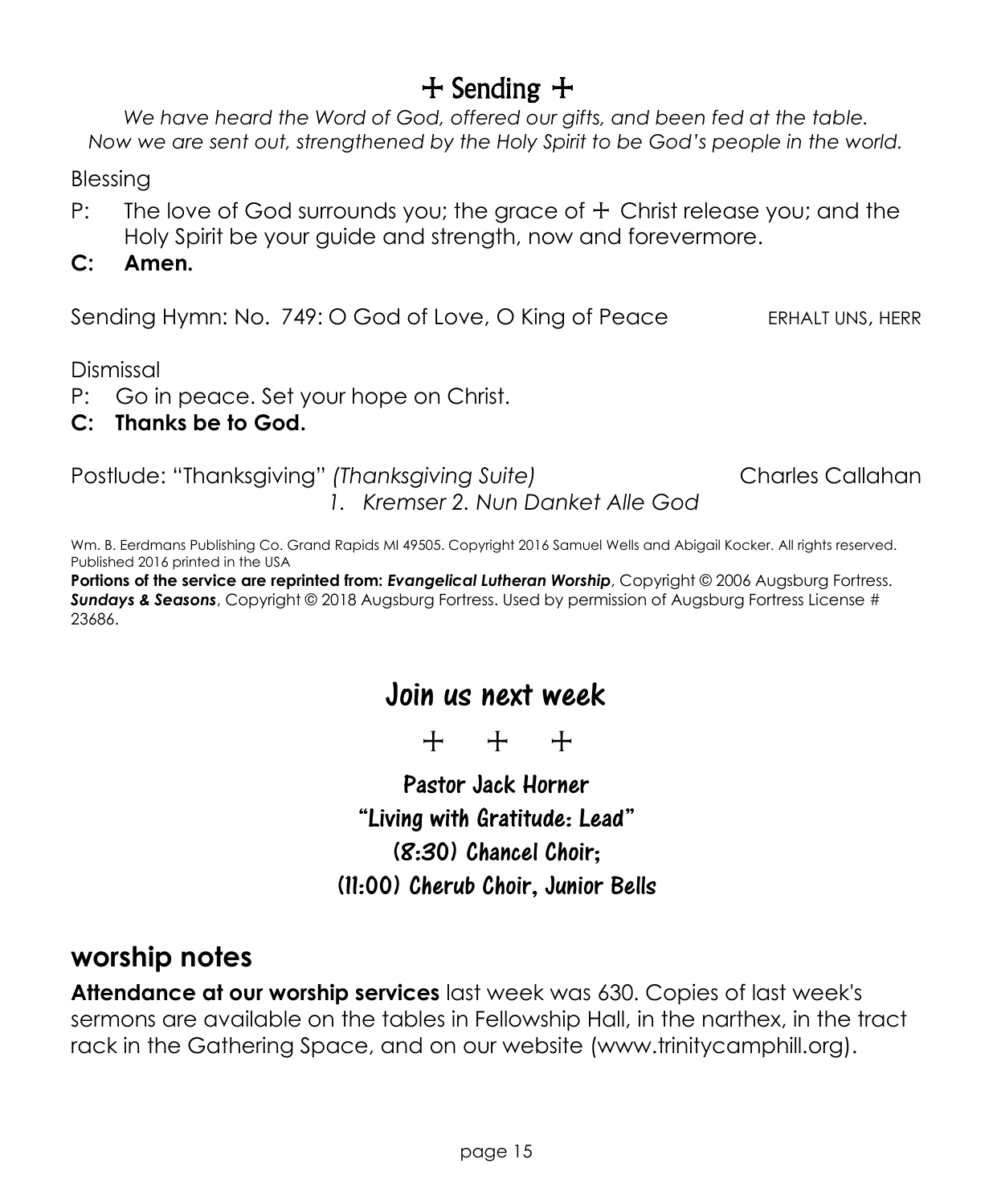# + Sending +

*We have heard the Word of God, offered our gifts, and been fed at the table. Now we are sent out, strengthened by the Holy Spirit to be God's people in the world.*

Blessing

P: The love of God surrounds you; the grace of + Christ release you; and the Holy Spirit be your guide and strength, now and forevermore.

**C: Amen.**

Sending Hymn: No. 749: O God of Love, O King of Peace — ERHALT UNS, HERR

Dismissal

P: Go in peace. Set your hope on Christ.

**C: Thanks be to God.**

Postlude: "Thanksgiving" *(Thanksgiving Suite)* — Charles Callahan
*1. Kremser 2. Nun Danket Alle God*

Wm. B. Eerdmans Publishing Co. Grand Rapids MI 49505. Copyright 2016 Samuel Wells and Abigail Kocker. All rights reserved. Published 2016 printed in the USA

**Portions of the service are reprinted from:** ***Evangelical Lutheran Worship***, Copyright © 2006 Augsburg Fortress. ***Sundays & Seasons***, Copyright © 2018 Augsburg Fortress. Used by permission of Augsburg Fortress License # 23686.

## Join us next week

\+ \+ \+

**Pastor Jack Horner**
**"Living with Gratitude: Lead"**
**(8:30) Chancel Choir;**
**(11:00) Cherub Choir, Junior Bells**

## worship notes

**Attendance at our worship services** last week was 630. Copies of last week's sermons are available on the tables in Fellowship Hall, in the narthex, in the tract rack in the Gathering Space, and on our website (www.trinitycamphill.org).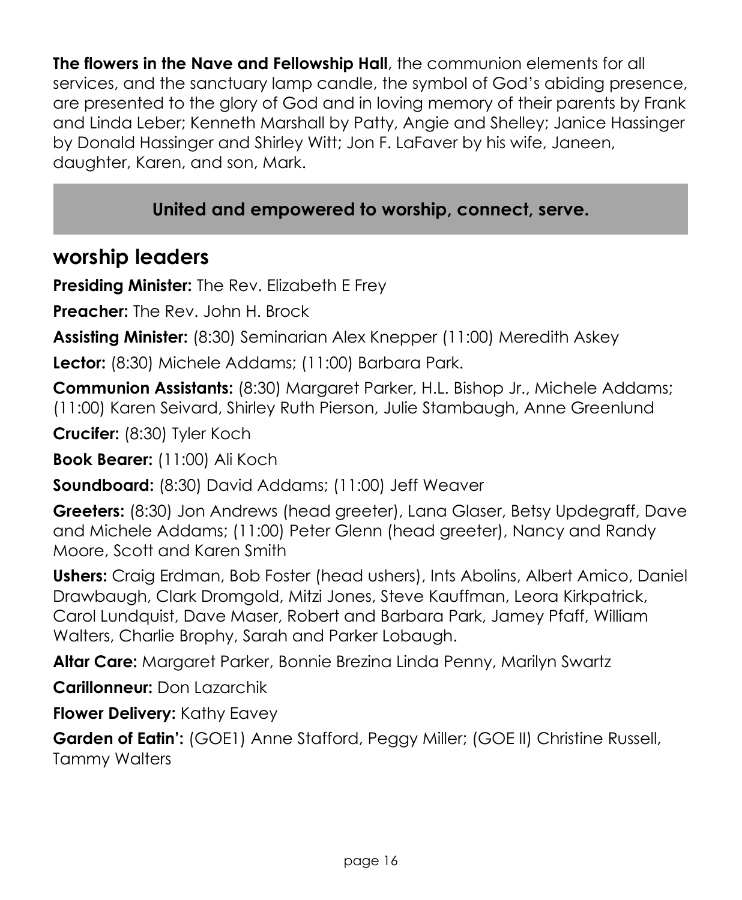**The flowers in the Nave and Fellowship Hall**, the communion elements for all services, and the sanctuary lamp candle, the symbol of God's abiding presence, are presented to the glory of God and in loving memory of their parents by Frank and Linda Leber; Kenneth Marshall by Patty, Angie and Shelley; Janice Hassinger by Donald Hassinger and Shirley Witt; Jon F. LaFaver by his wife, Janeen, daughter, Karen, and son, Mark.

**United and empowered to worship, connect, serve.**

## worship leaders

**Presiding Minister:** The Rev. Elizabeth E Frey

**Preacher:** The Rev. John H. Brock

**Assisting Minister:** (8:30) Seminarian Alex Knepper (11:00) Meredith Askey

**Lector:** (8:30) Michele Addams; (11:00) Barbara Park.

**Communion Assistants:** (8:30) Margaret Parker, H.L. Bishop Jr., Michele Addams; (11:00) Karen Seivard, Shirley Ruth Pierson, Julie Stambaugh, Anne Greenlund

**Crucifer:** (8:30) Tyler Koch

**Book Bearer:** (11:00) Ali Koch

**Soundboard:** (8:30) David Addams; (11:00) Jeff Weaver

**Greeters:** (8:30) Jon Andrews (head greeter), Lana Glaser, Betsy Updegraff, Dave and Michele Addams; (11:00) Peter Glenn (head greeter), Nancy and Randy Moore, Scott and Karen Smith

**Ushers:** Craig Erdman, Bob Foster (head ushers), Ints Abolins, Albert Amico, Daniel Drawbaugh, Clark Dromgold, Mitzi Jones, Steve Kauffman, Leora Kirkpatrick, Carol Lundquist, Dave Maser, Robert and Barbara Park, Jamey Pfaff, William Walters, Charlie Brophy, Sarah and Parker Lobaugh.

**Altar Care:** Margaret Parker, Bonnie Brezina Linda Penny, Marilyn Swartz

**Carillonneur:** Don Lazarchik

**Flower Delivery:** Kathy Eavey

**Garden of Eatin':** (GOE1) Anne Stafford, Peggy Miller; (GOE II) Christine Russell, Tammy Walters